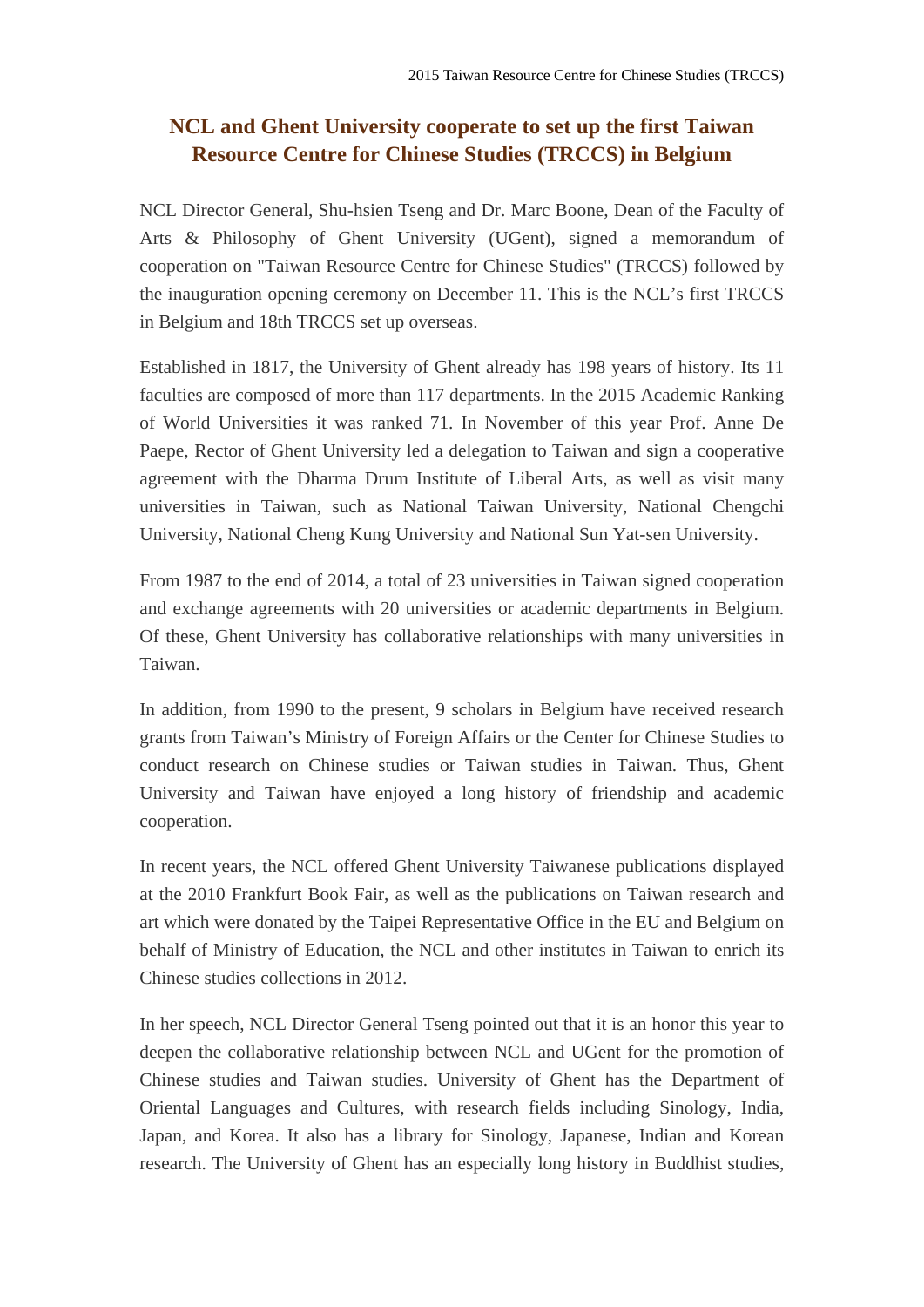# NCL and Ghent University cooperate to set up the first Taiwan Resource Centre for Chinese Studies (TRCCS) in Belgium

NCL Director General, Shu-hsien Tseng and Dr. Marc Boone, Dean of the Faculty of Arts & Philosophy of Ghent University (UGent), signed a memorandum of cooperation on "Taiwan Resource Centre for Chinese Studies" (TRCCS) followed by the inauguration opening ceremony on December 11. This is the NCL's first TRCCS in Belgium and 18th TRCCS set up overseas.

Established in 1817, the University of Ghent already has 198 years of history. Its 11 faculties are composed of more than 117 departments. In the 2015 Academic Ranking of World Universities it was ranked 71. In November of this year Prof. Anne De Paepe, Rector of Ghent University led a delegation to Taiwan and sign a cooperative agreement with the Dharma Drum Institute of Liberal Arts, as well as visit many universities in Taiwan, such as National Taiwan University, National Chengchi University, National Cheng Kung University and National Sun Yat-sen University.

From 1987 to the end of 2014, a total of 23 universities in Taiwan signed cooperation and exchange agreements with 20 universities or academic departments in Belgium. Of these, Ghent University has collaborative relationships with many universities in Taiwan.

In addition, from 1990 to the present, 9 scholars in Belgium have received research grants from Taiwan's Ministry of Foreign Affairs or the Center for Chinese Studies to conduct research on Chinese studies or Taiwan studies in Taiwan. Thus, Ghent University and Taiwan have enjoyed a long history of friendship and academic cooperation.

In recent years, the NCL offered Ghent University Taiwanese publications displayed at the 2010 Frankfurt Book Fair, as well as the publications on Taiwan research and art which were donated by the Taipei Representative Office in the EU and Belgium on behalf of Ministry of Education, the NCL and other institutes in Taiwan to enrich its Chinese studies collections in 2012.

In her speech, NCL Director General Tseng pointed out that it is an honor this year to deepen the collaborative relationship between NCL and UGent for the promotion of Chinese studies and Taiwan studies. University of Ghent has the Department of Oriental Languages and Cultures, with research fields including Sinology, India, Japan, and Korea. It also has a library for Sinology, Japanese, Indian and Korean research. The University of Ghent has an especially long history in Buddhist studies,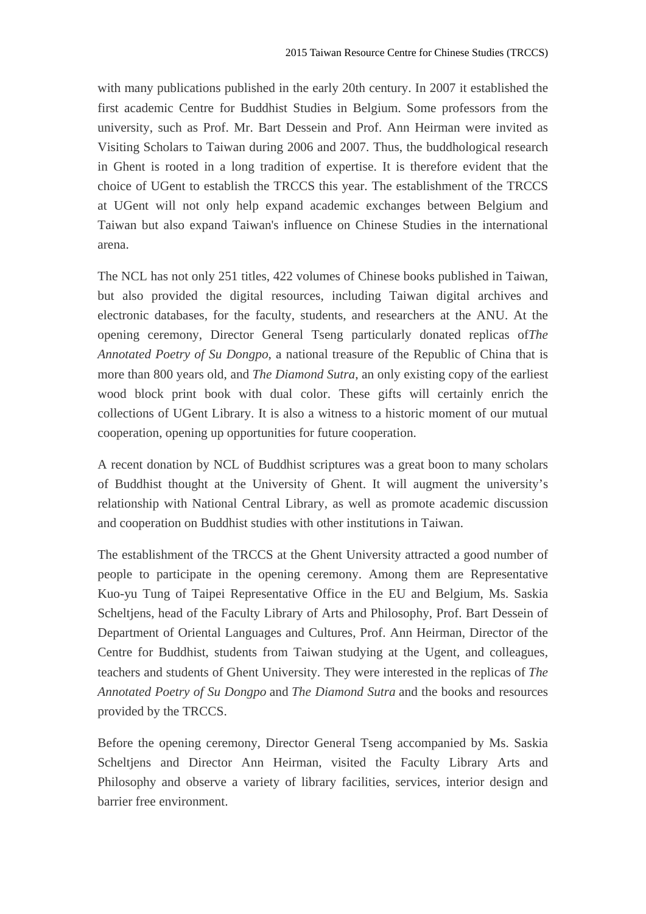with many publications published in the early 20th century. In 2007 it established the first academic Centre for Buddhist Studies in Belgium. Some professors from the university, such as Prof. Mr. Bart Dessein and Prof. Ann Heirman were invited as Visiting Scholars to Taiwan during 2006 and 2007. Thus, the buddhological research in Ghent is rooted in a long tradition of expertise. It is therefore evident that the choice of UGent to establish the TRCCS this year. The establishment of the TRCCS at UGent will not only help expand academic exchanges between Belgium and Taiwan but also expand Taiwan's influence on Chinese Studies in the international arena.

The NCL has not only 251 titles, 422 volumes of Chinese books published in Taiwan, but also provided the digital resources, including Taiwan digital archives and electronic databases, for the faculty, students, and researchers at the ANU. At the opening ceremony, Director General Tseng particularly donated replicas of*The Annotated Poetry of Su Dongpo*, a national treasure of the Republic of China that is more than 800 years old, and *The Diamond Sutra*, an only existing copy of the earliest wood block print book with dual color. These gifts will certainly enrich the collections of UGent Library. It is also a witness to a historic moment of our mutual cooperation, opening up opportunities for future cooperation.

A recent donation by NCL of Buddhist scriptures was a great boon to many scholars of Buddhist thought at the University of Ghent. It will augment the university's relationship with National Central Library, as well as promote academic discussion and cooperation on Buddhist studies with other institutions in Taiwan.

The establishment of the TRCCS at the Ghent University attracted a good number of people to participate in the opening ceremony. Among them are Representative Kuo-yu Tung of Taipei Representative Office in the EU and Belgium, Ms. Saskia Scheltjens, head of the Faculty Library of Arts and Philosophy, Prof. Bart Dessein of Department of Oriental Languages and Cultures, Prof. Ann Heirman, Director of the Centre for Buddhist, students from Taiwan studying at the Ugent, and colleagues, teachers and students of Ghent University. They were interested in the replicas of *The Annotated Poetry of Su Dongpo* and *The Diamond Sutra* and the books and resources provided by the TRCCS.

Before the opening ceremony, Director General Tseng accompanied by Ms. Saskia Scheltjens and Director Ann Heirman, visited the Faculty Library Arts and Philosophy and observe a variety of library facilities, services, interior design and barrier free environment.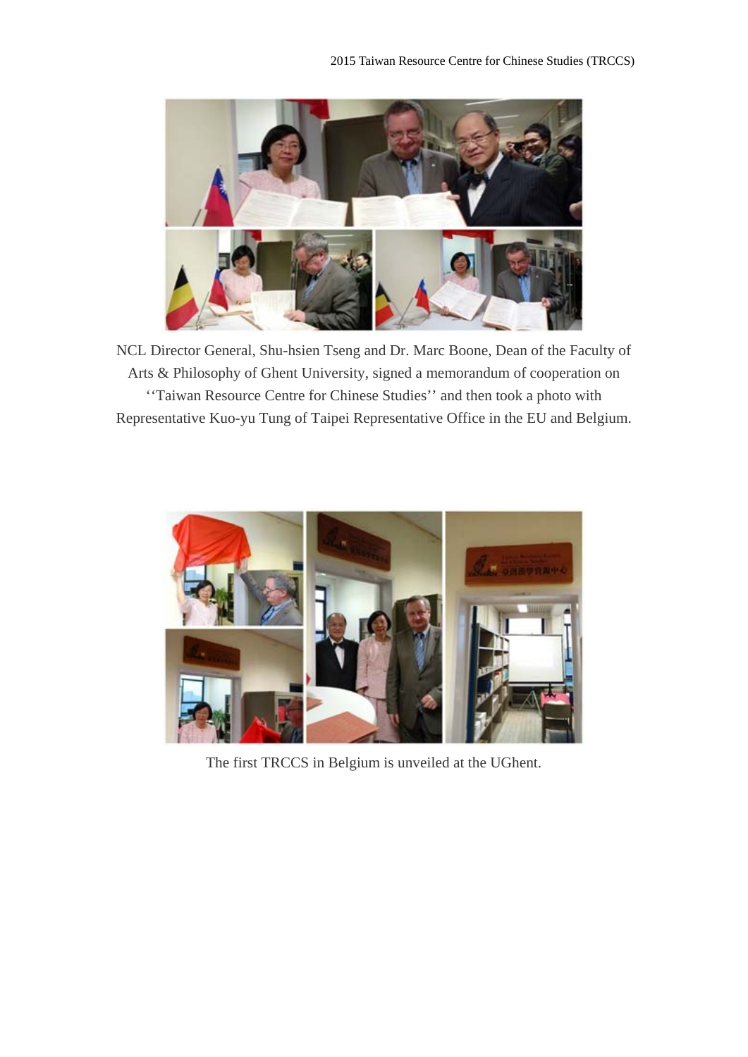NCL Director General, Shu-hsien Tseng and Dr. Marc Boone, Dean of the Faculty of Arts & Philosophy of Ghent University, signed a memorandum of cooperation on ‘‘Taiwan Resource Centre for Chinese Studies’’ and then took a photo with Representative Kuo-yu Tung of Taipei Representative Office in the EU and Belgium.

The first TRCCS in Belgium is unveiled at the UGhent.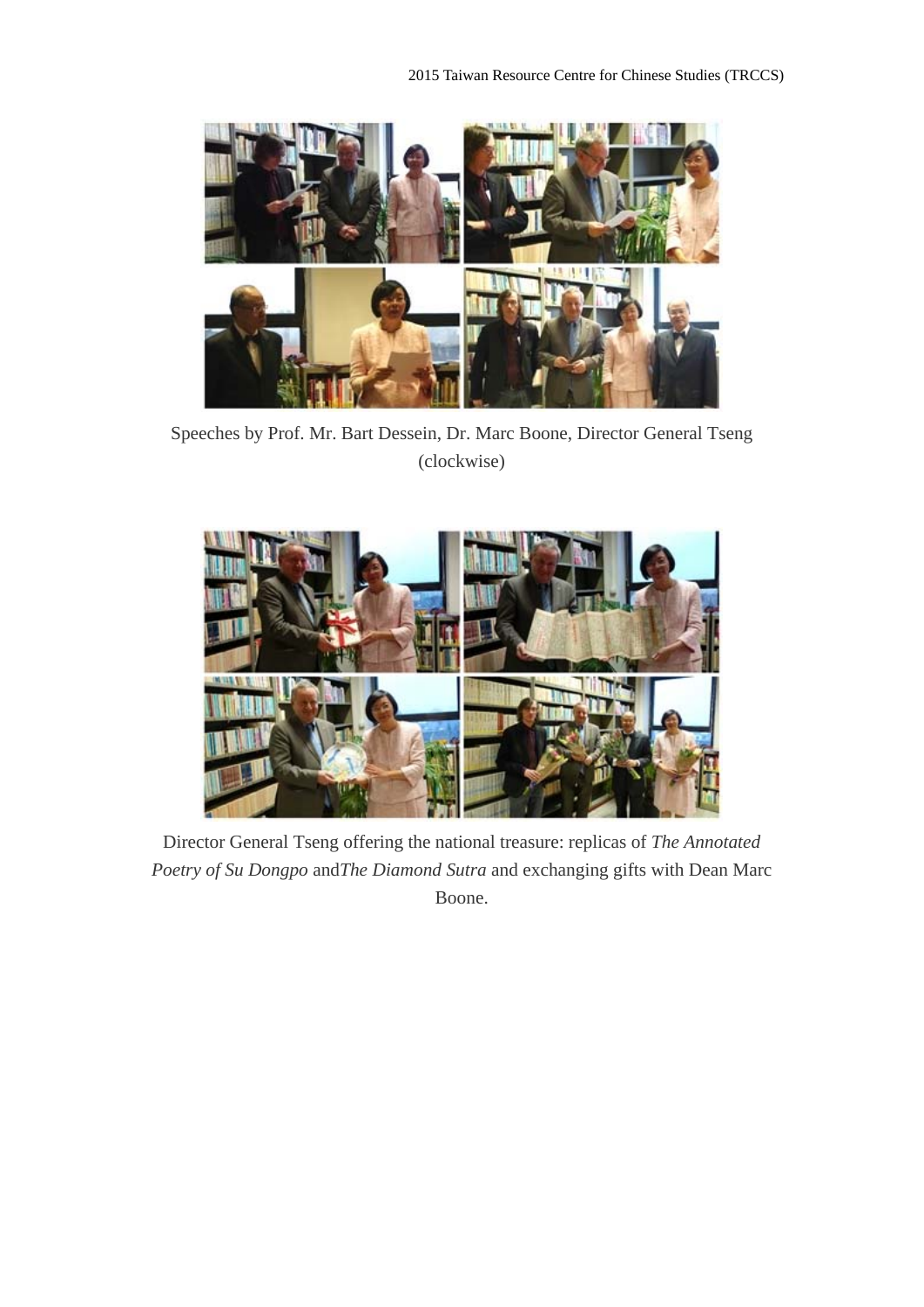Speeches by Prof. Mr. Bart Dessein, Dr. Marc Boone, Director General Tseng (clockwise)

Director General Tseng offering the national treasure: replicas of *The Annotated Poetry of Su Dongpo* and*The Diamond Sutra* and exchanging gifts with Dean Marc Boone.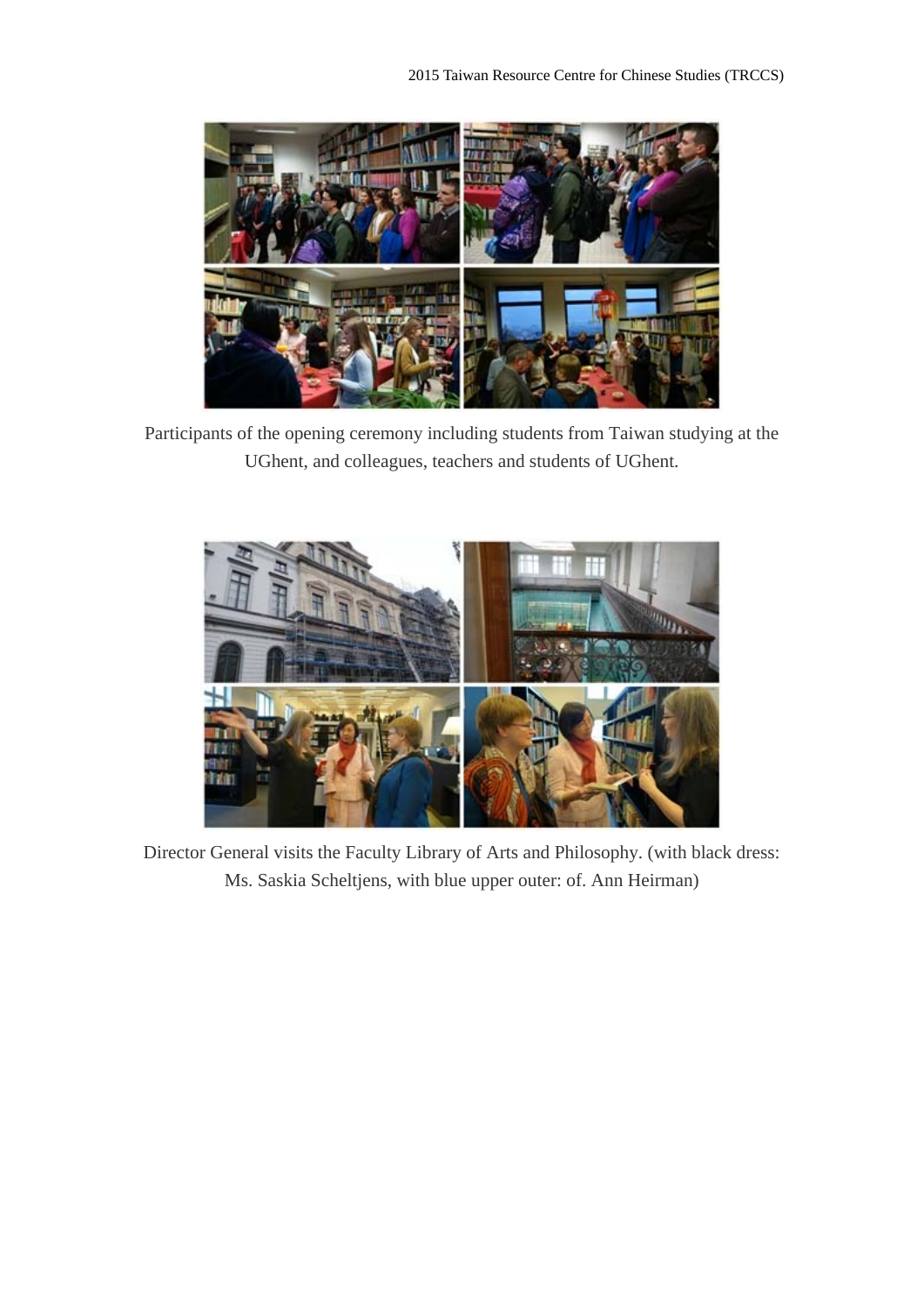Participants of the opening ceremony including students from Taiwan studying at the UGhent, and colleagues, teachers and students of UGhent.

Director General visits the Faculty Library of Arts and Philosophy. (with black dress: Ms. Saskia Scheltjens, with blue upper outer: of. Ann Heirman)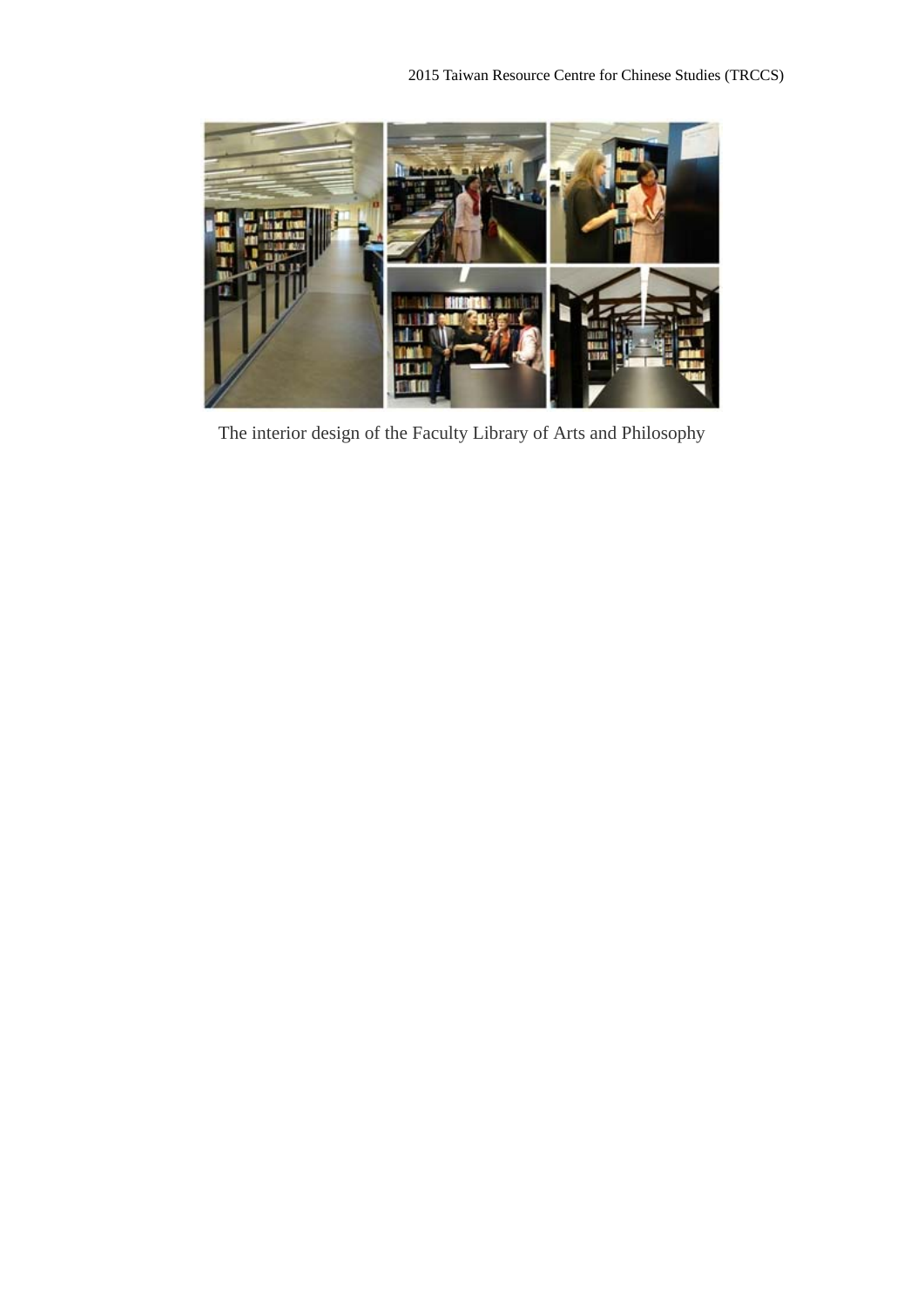The interior design of the Faculty Library of Arts and Philosophy